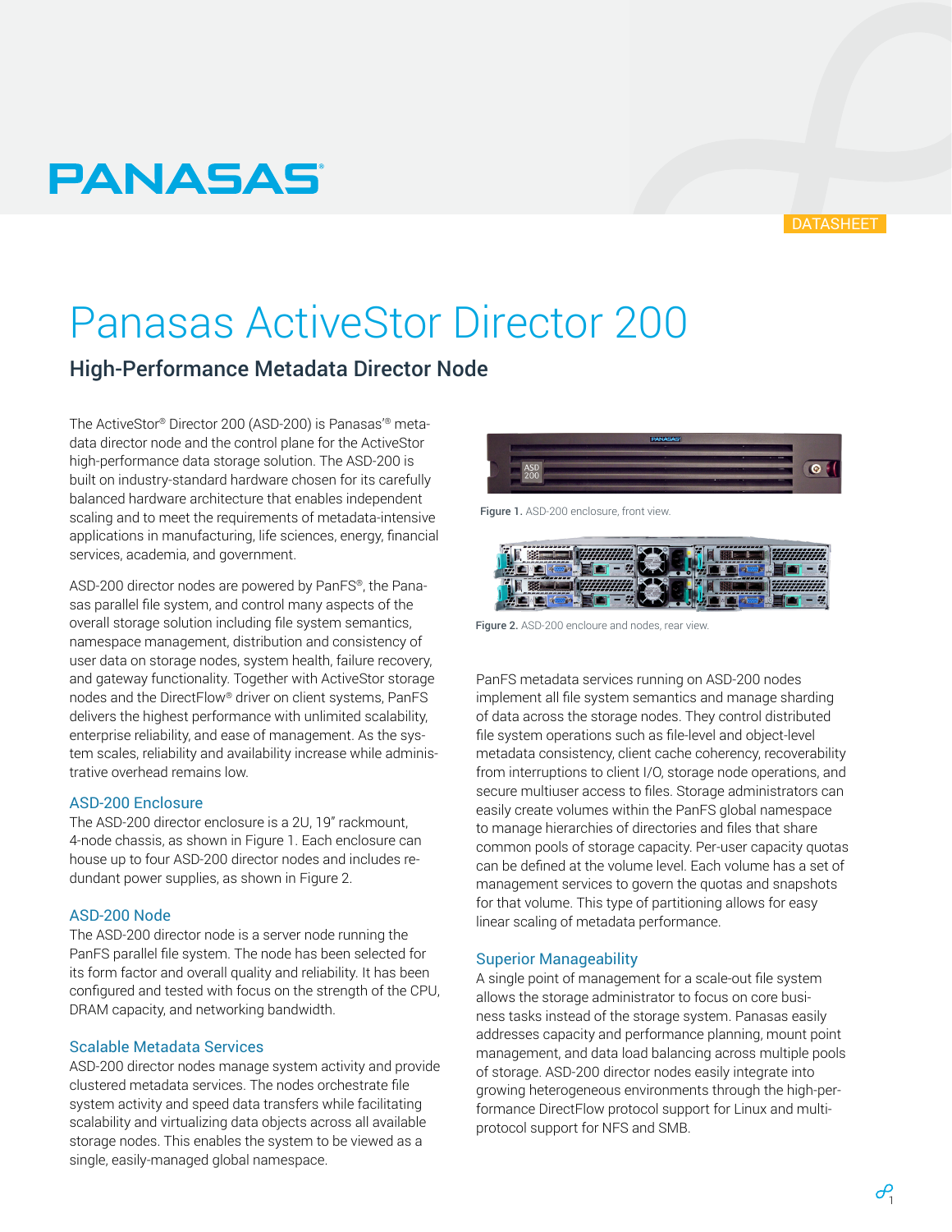PANASAS

DATASHEET

# Panasas ActiveStor Director 200

## High-Performance Metadata Director Node

The ActiveStor® Director 200 (ASD-200) is Panasas'® metadata director node and the control plane for the ActiveStor high-performance data storage solution. The ASD-200 is built on industry-standard hardware chosen for its carefully balanced hardware architecture that enables independent scaling and to meet the requirements of metadata-intensive applications in manufacturing, life sciences, energy, financial services, academia, and government.

ASD-200 director nodes are powered by PanFS®, the Panasas parallel file system, and control many aspects of the overall storage solution including file system semantics, namespace management, distribution and consistency of user data on storage nodes, system health, failure recovery, and gateway functionality. Together with ActiveStor storage nodes and the DirectFlow® driver on client systems, PanFS delivers the highest performance with unlimited scalability, enterprise reliability, and ease of management. As the system scales, reliability and availability increase while administrative overhead remains low.

### ASD-200 Enclosure

The ASD-200 director enclosure is a 2U, 19" rackmount, 4-node chassis, as shown in Figure 1. Each enclosure can house up to four ASD-200 director nodes and includes redundant power supplies, as shown in Figure 2.

### ASD-200 Node

The ASD-200 director node is a server node running the PanFS parallel file system. The node has been selected for its form factor and overall quality and reliability. It has been configured and tested with focus on the strength of the CPU, DRAM capacity, and networking bandwidth.

### Scalable Metadata Services

ASD-200 director nodes manage system activity and provide clustered metadata services. The nodes orchestrate file system activity and speed data transfers while facilitating scalability and virtualizing data objects across all available storage nodes. This enables the system to be viewed as a single, easily-managed global namespace.

**Figure 1.** ASD-200 enclosure, front view.

**Figure 2.** ASD-200 encloure and nodes, rear view.

PanFS metadata services running on ASD-200 nodes implement all file system semantics and manage sharding of data across the storage nodes. They control distributed file system operations such as file-level and object-level metadata consistency, client cache coherency, recoverability from interruptions to client I/O, storage node operations, and secure multiuser access to files. Storage administrators can easily create volumes within the PanFS global namespace to manage hierarchies of directories and files that share common pools of storage capacity. Per-user capacity quotas can be defined at the volume level. Each volume has a set of management services to govern the quotas and snapshots for that volume. This type of partitioning allows for easy linear scaling of metadata performance.

### Superior Manageability

A single point of management for a scale-out file system allows the storage administrator to focus on core business tasks instead of the storage system. Panasas easily addresses capacity and performance planning, mount point management, and data load balancing across multiple pools of storage. ASD-200 director nodes easily integrate into growing heterogeneous environments through the high-performance DirectFlow protocol for Linux and multi-protocol support for NFS and SMB.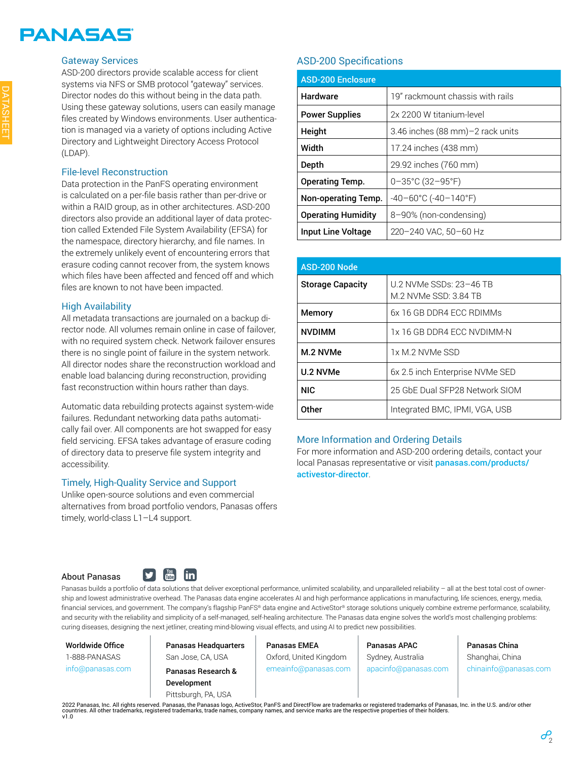## Gateway Services

ASD-200 directors provide scalable access for client systems via NFS or SMB protocol "gateway" services. Director nodes do this without being in the data path. Using these gateway solutions, users can easily manage files created by Windows environments. User authentication is managed via a variety of options including Active Directory and Lightweight Directory Access Protocol (LDAP).

## File-level Reconstruction

Data protection in the PanFS operating environment is calculated on a per-file basis rather than per-drive or within a RAID group, as in other architectures. ASD-200 directors also provide an additional layer of data protection called Extended File System Availability (EFSA) for the namespace, directory hierarchy, and file names. In the extremely unlikely event of encountering errors that erasure coding cannot recover from, the system knows which files have been affected and fenced off and which files are known to not have been impacted.

## High Availability

All metadata transactions are journaled on a backup director node. All volumes remain online in case of failover, with no required system check. Network failover ensures there is no single point of failure in the system network. All director nodes share the reconstruction workload and enable load balancing during reconstruction, providing fast reconstruction within hours rather than days.

Automatic data rebuilding protects against system-wide failures. Redundant networking data paths automatically fail over. All components are hot swapped for easy field servicing. EFSA takes advantage of erasure coding of directory data to preserve file system integrity and accessibility.

## Timely, High-Quality Service and Support

Unlike open-source solutions and even commercial alternatives from broad portfolio vendors, Panasas offers timely, world-class L1–L4 support.

## ASD-200 Specifications

| ASD-200 Enclosure | |
|---|---|
| **Hardware** | 19" rackmount chassis with rails |
| **Power Supplies** | 2x 2200 W titanium-level |
| **Height** | 3.46 inches (88 mm)–2 rack units |
| **Width** | 17.24 inches (438 mm) |
| **Depth** | 29.92 inches (760 mm) |
| **Operating Temp.** | 0–35°C (32–95°F) |
| **Non-operating Temp.** | -40–60°C (-40–140°F) |
| **Operating Humidity** | 8–90% (non-condensing) |
| **Input Line Voltage** | 220–240 VAC, 50–60 Hz |

| ASD-200 Node | |
|---|---|
| **Storage Capacity** | U.2 NVMe SSDs: 23–46 TB<br>M.2 NVMe SSD: 3.84 TB |
| **Memory** | 6x 16 GB DDR4 ECC RDIMMs |
| **NVDIMM** | 1x 16 GB DDR4 ECC NVDIMM-N |
| **M.2 NVMe** | 1x M.2 NVMe SSD |
| **U.2 NVMe** | 6x 2.5 inch Enterprise NVMe SED |
| **NIC** | 25 GbE Dual SFP28 Network SIOM |
| **Other** | Integrated BMC, IPMI, VGA, USB |

## More Information and Ordering Details

For more information and ASD-200 ordering details, contact your local Panasas representative or visit **panasas.com/products/activestor-director**.

### About Panasas

Panasas builds a portfolio of data solutions that deliver exceptional performance, unlimited scalability, and unparalleled reliability – all at the best total cost of ownership and lowest administrative overhead. The Panasas data engine accelerates AI and high performance applications in manufacturing, life sciences, energy, media, financial services, and government. The company's flagship PanFS® data engine and ActiveStor® storage solutions uniquely combine extreme performance, scalability, and security with the reliability and simplicity of a self-managed, self-healing architecture. The Panasas data engine solves the world's most challenging problems: curing diseases, designing the next jetliner, creating mind-blowing visual effects, and using AI to predict new possibilities.

**Worldwide Office**
1-888-PANASAS
info@panasas.com

**Panasas Headquarters**
San Jose, CA, USA

**Panasas Research & Development**
Pittsburgh, PA, USA

**Panasas EMEA**
Oxford, United Kingdom
emeainfo@panasas.com

**Panasas APAC**
Sydney, Australia
apacinfo@panasas.com

**Panasas China**
Shanghai, China
chinainfo@panasas.com

2022 Panasas, Inc. All rights reserved. Panasas, the Panasas logo, ActiveStor, PanFS and DirectFlow are trademarks or registered trademarks of Panasas, Inc. in the U.S. and/or other countries. All other trademarks, registered trademarks, trade names, company names, and service marks are the respective properties of their holders.
v1.0